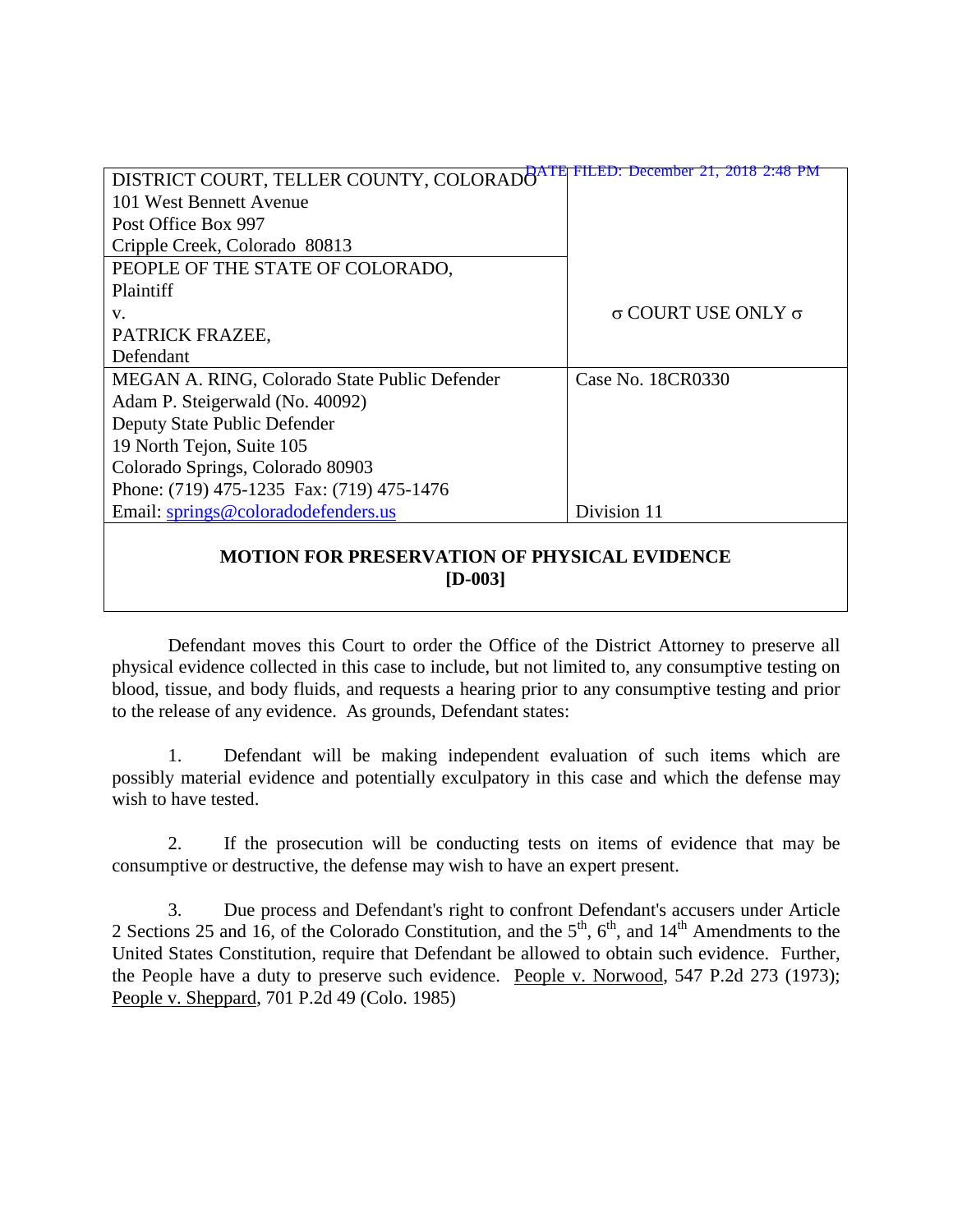| DISTRICT COURT, TELLER COUNTY, COLORADO<br>101 West Bennett Avenue<br>Post Office Box 997<br>Cripple Creek, Colorado 80813 | DATE FILED: December 21, 2018 2:48 PM |
|---|---|
| PEOPLE OF THE STATE OF COLORADO,<br>Plaintiff<br>v.<br>PATRICK FRAZEE,<br>Defendant | σ COURT USE ONLY σ |
| MEGAN A. RING, Colorado State Public Defender<br>Adam P. Steigerwald (No. 40092)<br>Deputy State Public Defender<br>19 North Tejon, Suite 105<br>Colorado Springs, Colorado 80903<br>Phone: (719) 475-1235 Fax: (719) 475-1476<br>Email: springs@coloradodefenders.us | Case No. 18CR0330<br><br><br><br><br><br>Division 11 |

**MOTION FOR PRESERVATION OF PHYSICAL EVIDENCE [D-003]**

Defendant moves this Court to order the Office of the District Attorney to preserve all physical evidence collected in this case to include, but not limited to, any consumptive testing on blood, tissue, and body fluids, and requests a hearing prior to any consumptive testing and prior to the release of any evidence. As grounds, Defendant states:

1. Defendant will be making independent evaluation of such items which are possibly material evidence and potentially exculpatory in this case and which the defense may wish to have tested.

2. If the prosecution will be conducting tests on items of evidence that may be consumptive or destructive, the defense may wish to have an expert present.

3. Due process and Defendant's right to confront Defendant's accusers under Article 2 Sections 25 and 16, of the Colorado Constitution, and the 5th, 6th, and 14th Amendments to the United States Constitution, require that Defendant be allowed to obtain such evidence. Further, the People have a duty to preserve such evidence. People v. Norwood, 547 P.2d 273 (1973); People v. Sheppard, 701 P.2d 49 (Colo. 1985)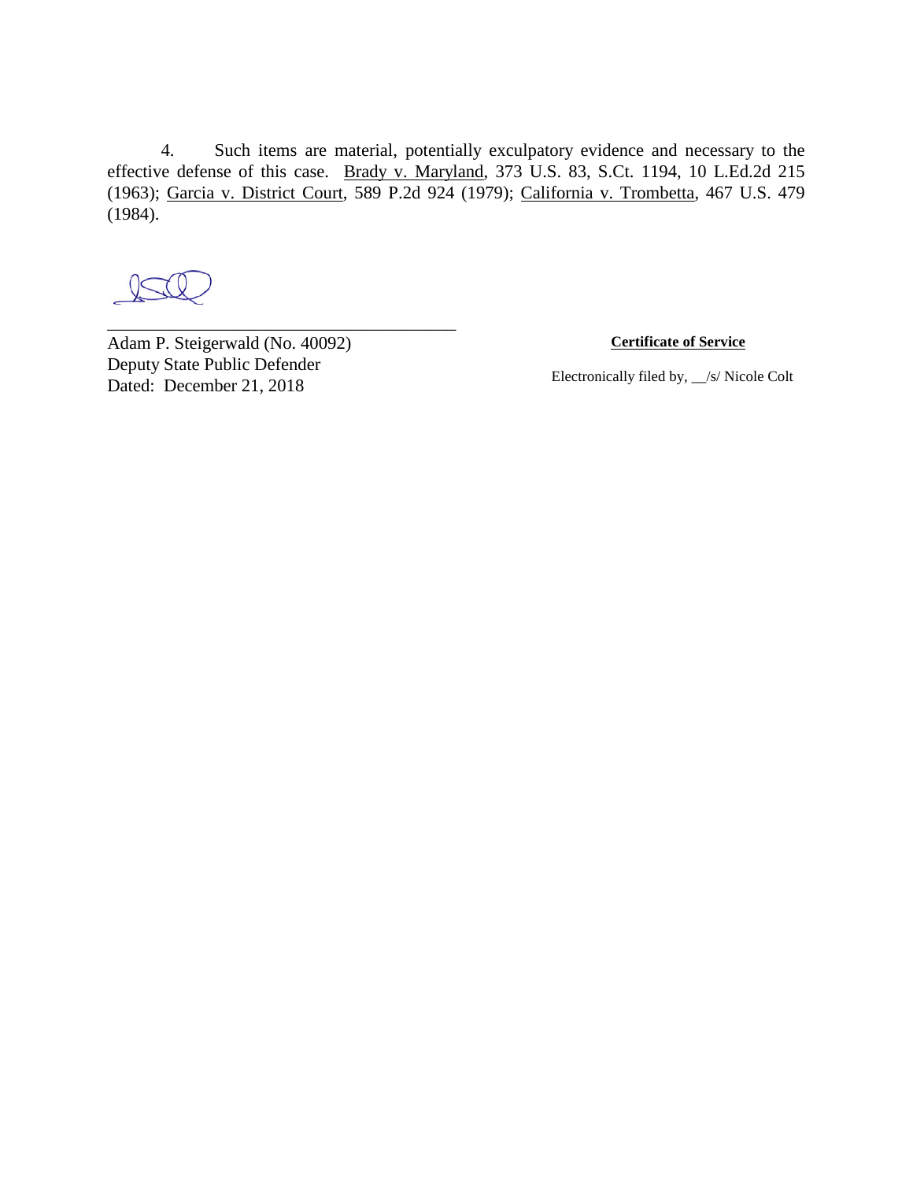4. Such items are material, potentially exculpatory evidence and necessary to the effective defense of this case. Brady v. Maryland, 373 U.S. 83, S.Ct. 1194, 10 L.Ed.2d 215 (1963); Garcia v. District Court, 589 P.2d 924 (1979); California v. Trombetta, 467 U.S. 479 (1984).

\_\_\_\_\_\_\_\_\_\_\_\_\_\_\_\_\_\_\_\_\_\_\_\_\_\_\_\_\_\_\_\_\_\_\_\_\_\_\_\_

Adam P. Steigerwald (No. 40092)
Deputy State Public Defender
Dated: December 21, 2018

**Certificate of Service**

Electronically filed by, __/s/ Nicole Colt